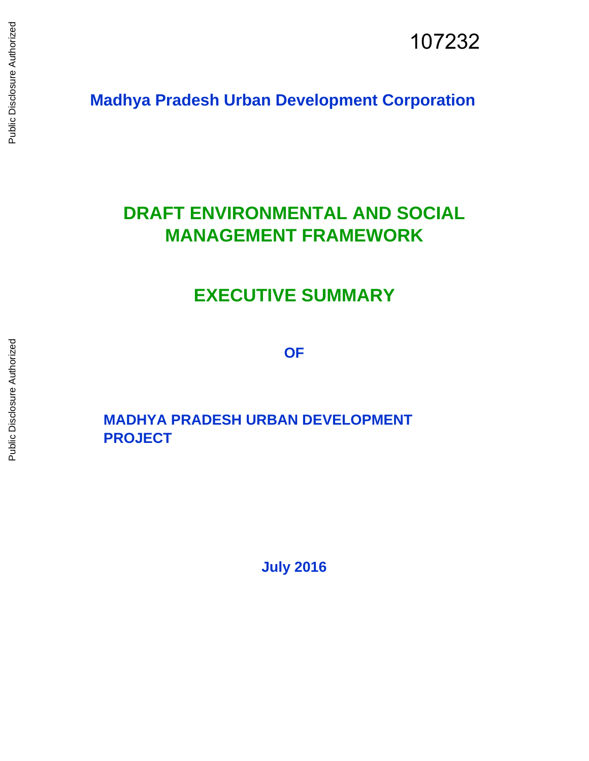107232

**Madhya Pradesh Urban Development Corporation**

# DRAFT ENVIRONMENTAL AND SOCIAL MANAGEMENT FRAMEWORK

## EXECUTIVE SUMMARY

**OF**

**MADHYA PRADESH URBAN DEVELOPMENT PROJECT**

**July 2016**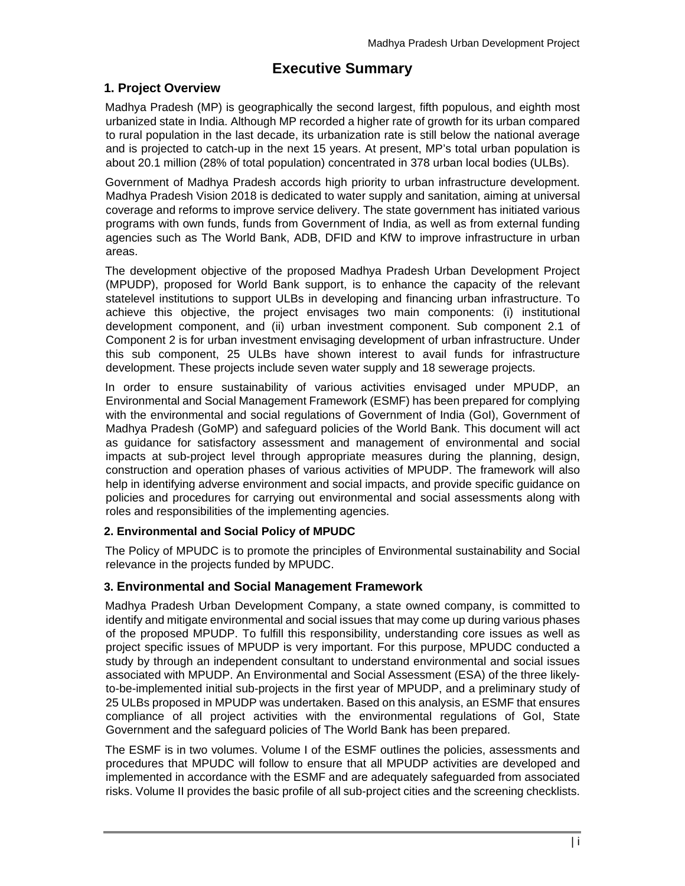# Executive Summary

## 1. Project Overview

Madhya Pradesh (MP) is geographically the second largest, fifth populous, and eighth most urbanized state in India. Although MP recorded a higher rate of growth for its urban compared to rural population in the last decade, its urbanization rate is still below the national average and is projected to catch-up in the next 15 years. At present, MP's total urban population is about 20.1 million (28% of total population) concentrated in 378 urban local bodies (ULBs).

Government of Madhya Pradesh accords high priority to urban infrastructure development. Madhya Pradesh Vision 2018 is dedicated to water supply and sanitation, aiming at universal coverage and reforms to improve service delivery. The state government has initiated various programs with own funds, funds from Government of India, as well as from external funding agencies such as The World Bank, ADB, DFID and KfW to improve infrastructure in urban areas.

The development objective of the proposed Madhya Pradesh Urban Development Project (MPUDP), proposed for World Bank support, is to enhance the capacity of the relevant statelevel institutions to support ULBs in developing and financing urban infrastructure. To achieve this objective, the project envisages two main components: (i) institutional development component, and (ii) urban investment component. Sub component 2.1 of Component 2 is for urban investment envisaging development of urban infrastructure. Under this sub component, 25 ULBs have shown interest to avail funds for infrastructure development. These projects include seven water supply and 18 sewerage projects.

In order to ensure sustainability of various activities envisaged under MPUDP, an Environmental and Social Management Framework (ESMF) has been prepared for complying with the environmental and social regulations of Government of India (GoI), Government of Madhya Pradesh (GoMP) and safeguard policies of the World Bank. This document will act as guidance for satisfactory assessment and management of environmental and social impacts at sub-project level through appropriate measures during the planning, design, construction and operation phases of various activities of MPUDP. The framework will also help in identifying adverse environment and social impacts, and provide specific guidance on policies and procedures for carrying out environmental and social assessments along with roles and responsibilities of the implementing agencies.

### 2. Environmental and Social Policy of MPUDC

The Policy of MPUDC is to promote the principles of Environmental sustainability and Social relevance in the projects funded by MPUDC.

## 3. Environmental and Social Management Framework

Madhya Pradesh Urban Development Company, a state owned company, is committed to identify and mitigate environmental and social issues that may come up during various phases of the proposed MPUDP. To fulfill this responsibility, understanding core issues as well as project specific issues of MPUDP is very important. For this purpose, MPUDC conducted a study by through an independent consultant to understand environmental and social issues associated with MPUDP. An Environmental and Social Assessment (ESA) of the three likely-to-be-implemented initial sub-projects in the first year of MPUDP, and a preliminary study of 25 ULBs proposed in MPUDP was undertaken. Based on this analysis, an ESMF that ensures compliance of all project activities with the environmental regulations of GoI, State Government and the safeguard policies of The World Bank has been prepared.

The ESMF is in two volumes. Volume I of the ESMF outlines the policies, assessments and procedures that MPUDC will follow to ensure that all MPUDP activities are developed and implemented in accordance with the ESMF and are adequately safeguarded from associated risks. Volume II provides the basic profile of all sub-project cities and the screening checklists.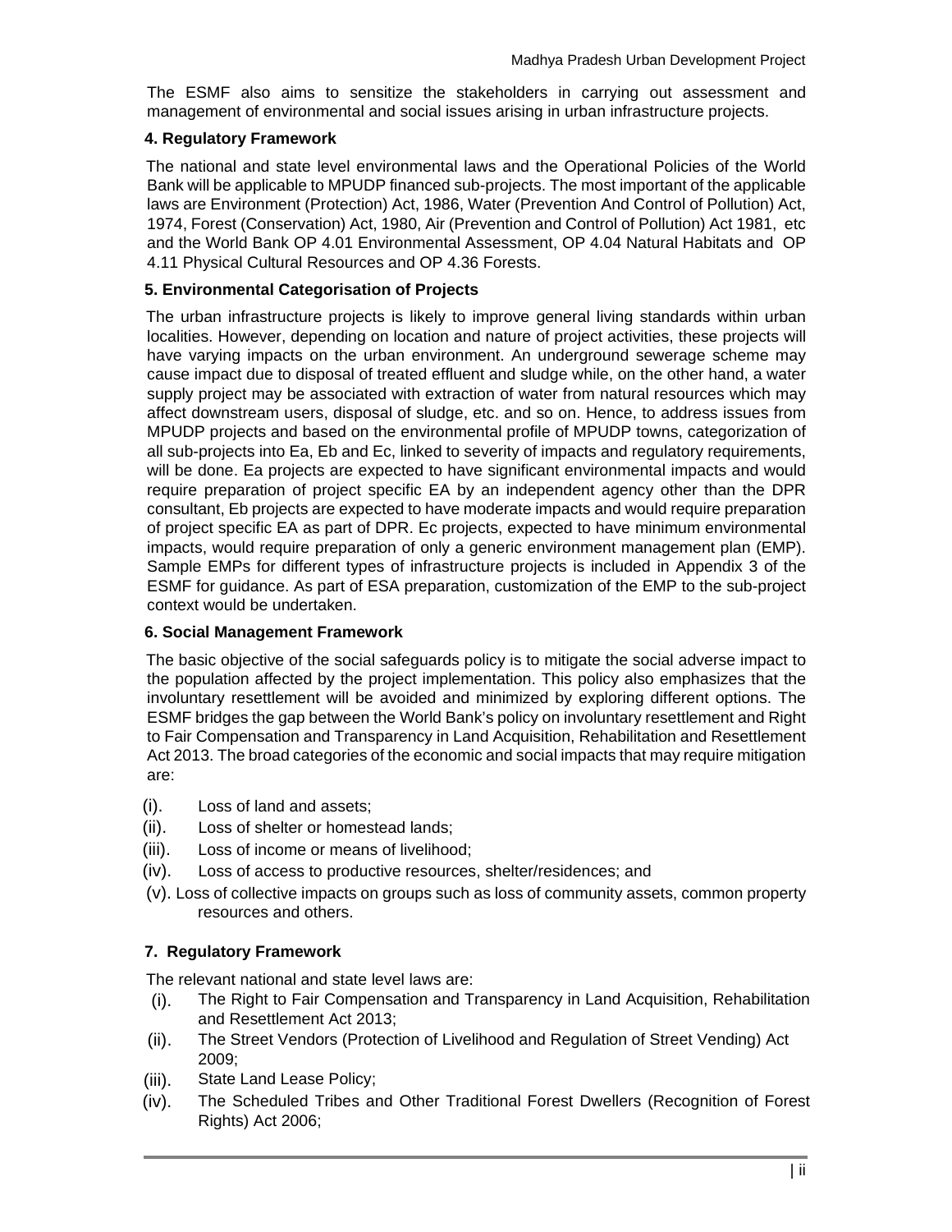The ESMF also aims to sensitize the stakeholders in carrying out assessment and management of environmental and social issues arising in urban infrastructure projects.

### 4. Regulatory Framework

The national and state level environmental laws and the Operational Policies of the World Bank will be applicable to MPUDP financed sub-projects. The most important of the applicable laws are Environment (Protection) Act, 1986, Water (Prevention And Control of Pollution) Act, 1974, Forest (Conservation) Act, 1980, Air (Prevention and Control of Pollution) Act 1981, etc and the World Bank OP 4.01 Environmental Assessment, OP 4.04 Natural Habitats and OP 4.11 Physical Cultural Resources and OP 4.36 Forests.

### 5. Environmental Categorisation of Projects

The urban infrastructure projects is likely to improve general living standards within urban localities. However, depending on location and nature of project activities, these projects will have varying impacts on the urban environment. An underground sewerage scheme may cause impact due to disposal of treated effluent and sludge while, on the other hand, a water supply project may be associated with extraction of water from natural resources which may affect downstream users, disposal of sludge, etc. and so on. Hence, to address issues from MPUDP projects and based on the environmental profile of MPUDP towns, categorization of all sub-projects into Ea, Eb and Ec, linked to severity of impacts and regulatory requirements, will be done. Ea projects are expected to have significant environmental impacts and would require preparation of project specific EA by an independent agency other than the DPR consultant, Eb projects are expected to have moderate impacts and would require preparation of project specific EA as part of DPR. Ec projects, expected to have minimum environmental impacts, would require preparation of only a generic environment management plan (EMP). Sample EMPs for different types of infrastructure projects is included in Appendix 3 of the ESMF for guidance. As part of ESA preparation, customization of the EMP to the sub-project context would be undertaken.

### 6. Social Management Framework

The basic objective of the social safeguards policy is to mitigate the social adverse impact to the population affected by the project implementation. This policy also emphasizes that the involuntary resettlement will be avoided and minimized by exploring different options. The ESMF bridges the gap between the World Bank's policy on involuntary resettlement and Right to Fair Compensation and Transparency in Land Acquisition, Rehabilitation and Resettlement Act 2013. The broad categories of the economic and social impacts that may require mitigation are:

(i). Loss of land and assets;

(ii). Loss of shelter or homestead lands;

(iii). Loss of income or means of livelihood;

(iv). Loss of access to productive resources, shelter/residences; and

(v). Loss of collective impacts on groups such as loss of community assets, common property resources and others.

### 7. Regulatory Framework

The relevant national and state level laws are:

(i). The Right to Fair Compensation and Transparency in Land Acquisition, Rehabilitation and Resettlement Act 2013;

(ii). The Street Vendors (Protection of Livelihood and Regulation of Street Vending) Act 2009;

(iii). State Land Lease Policy;

(iv). The Scheduled Tribes and Other Traditional Forest Dwellers (Recognition of Forest Rights) Act 2006;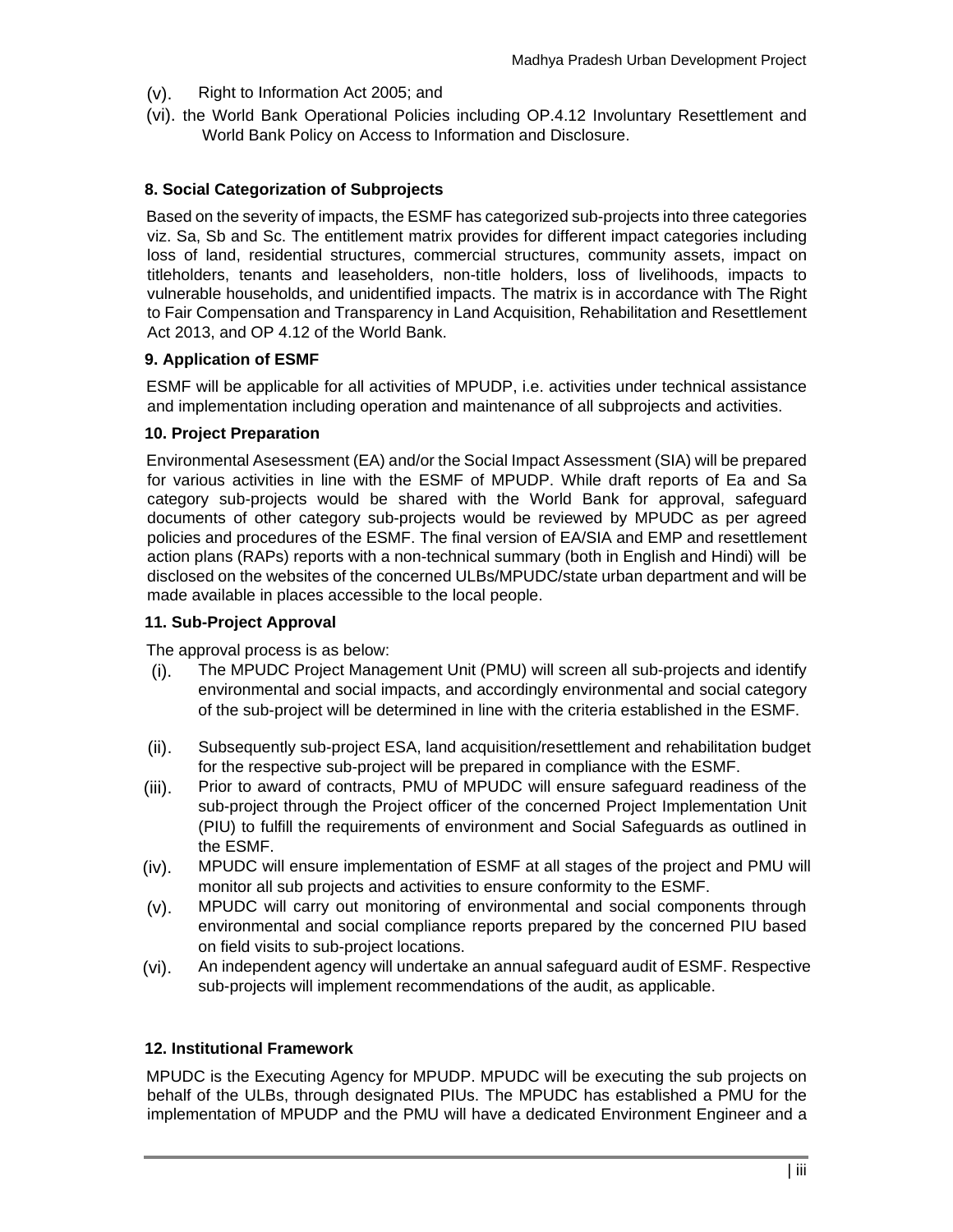(v). Right to Information Act 2005; and

(vi). the World Bank Operational Policies including OP.4.12 Involuntary Resettlement and World Bank Policy on Access to Information and Disclosure.

**8. Social Categorization of Subprojects**

Based on the severity of impacts, the ESMF has categorized sub-projects into three categories viz. Sa, Sb and Sc. The entitlement matrix provides for different impact categories including loss of land, residential structures, commercial structures, community assets, impact on titleholders, tenants and leaseholders, non-title holders, loss of livelihoods, impacts to vulnerable households, and unidentified impacts. The matrix is in accordance with The Right to Fair Compensation and Transparency in Land Acquisition, Rehabilitation and Resettlement Act 2013, and OP 4.12 of the World Bank.

**9. Application of ESMF**

ESMF will be applicable for all activities of MPUDP, i.e. activities under technical assistance and implementation including operation and maintenance of all subprojects and activities.

**10. Project Preparation**

Environmental Asesessment (EA) and/or the Social Impact Assessment (SIA) will be prepared for various activities in line with the ESMF of MPUDP. While draft reports of Ea and Sa category sub-projects would be shared with the World Bank for approval, safeguard documents of other category sub-projects would be reviewed by MPUDC as per agreed policies and procedures of the ESMF. The final version of EA/SIA and EMP and resettlement action plans (RAPs) reports with a non-technical summary (both in English and Hindi) will be disclosed on the websites of the concerned ULBs/MPUDC/state urban department and will be made available in places accessible to the local people.

**11. Sub-Project Approval**

The approval process is as below:

(i). The MPUDC Project Management Unit (PMU) will screen all sub-projects and identify environmental and social impacts, and accordingly environmental and social category of the sub-project will be determined in line with the criteria established in the ESMF.

(ii). Subsequently sub-project ESA, land acquisition/resettlement and rehabilitation budget for the respective sub-project will be prepared in compliance with the ESMF.

(iii). Prior to award of contracts, PMU of MPUDC will ensure safeguard readiness of the sub-project through the Project officer of the concerned Project Implementation Unit (PIU) to fulfill the requirements of environment and Social Safeguards as outlined in the ESMF.

(iv). MPUDC will ensure implementation of ESMF at all stages of the project and PMU will monitor all sub projects and activities to ensure conformity to the ESMF.

(v). MPUDC will carry out monitoring of environmental and social components through environmental and social compliance reports prepared by the concerned PIU based on field visits to sub-project locations.

(vi). An independent agency will undertake an annual safeguard audit of ESMF. Respective sub-projects will implement recommendations of the audit, as applicable.

**12. Institutional Framework**

MPUDC is the Executing Agency for MPUDP. MPUDC will be executing the sub projects on behalf of the ULBs, through designated PIUs. The MPUDC has established a PMU for the implementation of MPUDP and the PMU will have a dedicated Environment Engineer and a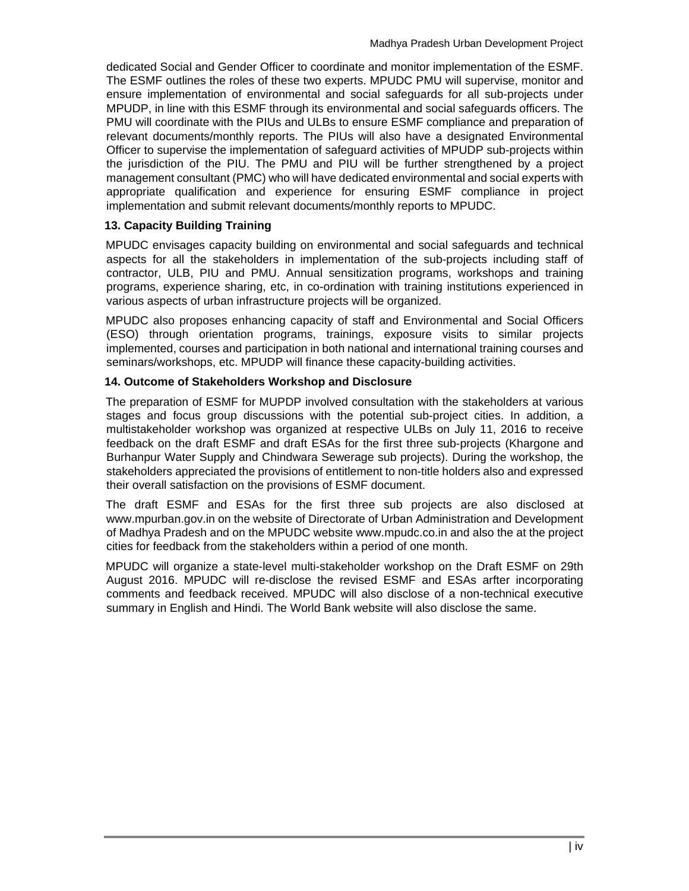dedicated Social and Gender Officer to coordinate and monitor implementation of the ESMF. The ESMF outlines the roles of these two experts. MPUDC PMU will supervise, monitor and ensure implementation of environmental and social safeguards for all sub-projects under MPUDP, in line with this ESMF through its environmental and social safeguards officers. The PMU will coordinate with the PIUs and ULBs to ensure ESMF compliance and preparation of relevant documents/monthly reports. The PIUs will also have a designated Environmental Officer to supervise the implementation of safeguard activities of MPUDP sub-projects within the jurisdiction of the PIU. The PMU and PIU will be further strengthened by a project management consultant (PMC) who will have dedicated environmental and social experts with appropriate qualification and experience for ensuring ESMF compliance in project implementation and submit relevant documents/monthly reports to MPUDC.

## 13. Capacity Building Training

MPUDC envisages capacity building on environmental and social safeguards and technical aspects for all the stakeholders in implementation of the sub-projects including staff of contractor, ULB, PIU and PMU. Annual sensitization programs, workshops and training programs, experience sharing, etc, in co-ordination with training institutions experienced in various aspects of urban infrastructure projects will be organized.

MPUDC also proposes enhancing capacity of staff and Environmental and Social Officers (ESO) through orientation programs, trainings, exposure visits to similar projects implemented, courses and participation in both national and international training courses and seminars/workshops, etc. MPUDP will finance these capacity-building activities.

## 14. Outcome of Stakeholders Workshop and Disclosure

The preparation of ESMF for MUPDP involved consultation with the stakeholders at various stages and focus group discussions with the potential sub-project cities. In addition, a multistakeholder workshop was organized at respective ULBs on July 11, 2016 to receive feedback on the draft ESMF and draft ESAs for the first three sub-projects (Khargone and Burhanpur Water Supply and Chindwara Sewerage sub projects). During the workshop, the stakeholders appreciated the provisions of entitlement to non-title holders also and expressed their overall satisfaction on the provisions of ESMF document.

The draft ESMF and ESAs for the first three sub projects are also disclosed at www.mpurban.gov.in on the website of Directorate of Urban Administration and Development of Madhya Pradesh and on the MPUDC website www.mpudc.co.in and also the at the project cities for feedback from the stakeholders within a period of one month.

MPUDC will organize a state-level multi-stakeholder workshop on the Draft ESMF on 29th August 2016. MPUDC will re-disclose the revised ESMF and ESAs arfter incorporating comments and feedback received. MPUDC will also disclose of a non-technical executive summary in English and Hindi. The World Bank website will also disclose the same.